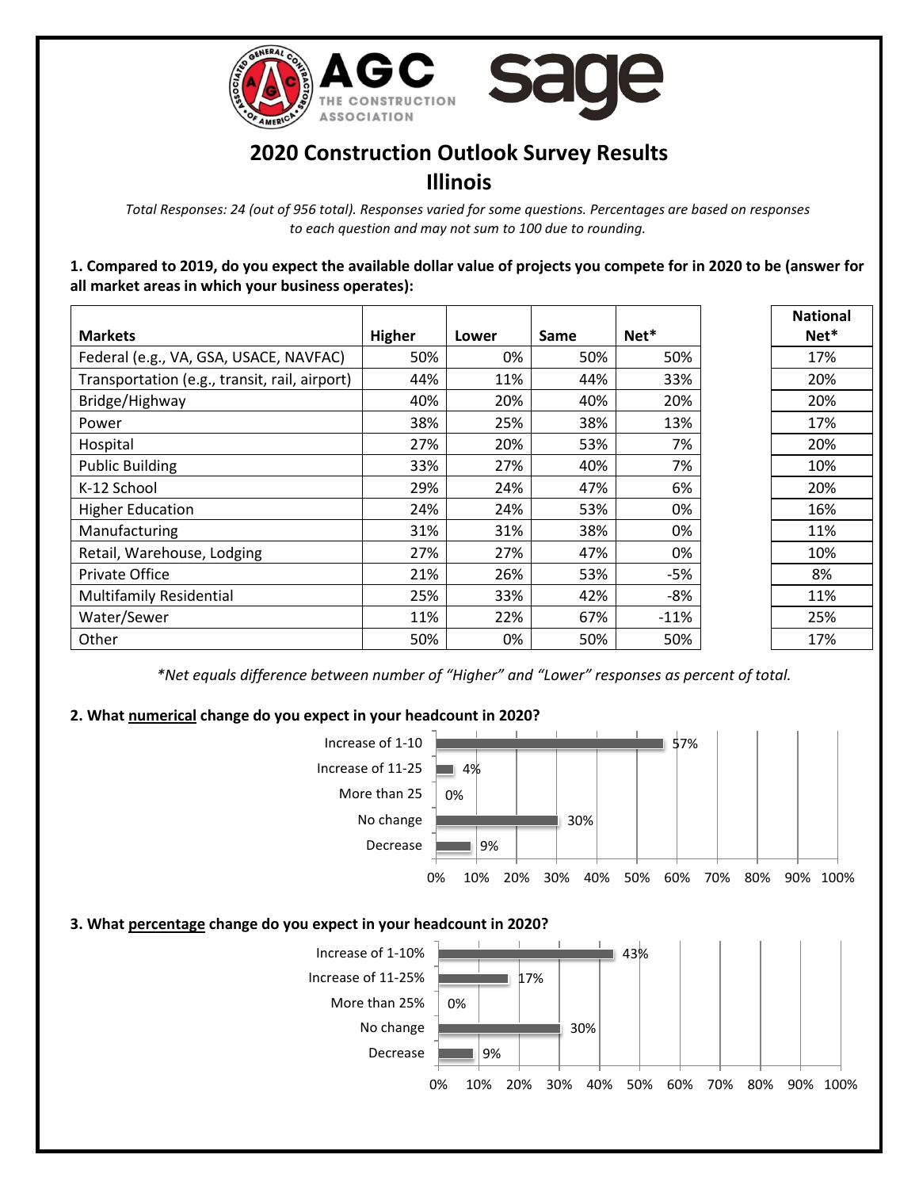# 2020 Construction Outlook Survey Results

## Illinois

*Total Responses: 24 (out of 956 total). Responses varied for some questions. Percentages are based on responses to each question and may not sum to 100 due to rounding.*

**1. Compared to 2019, do you expect the available dollar value of projects you compete for in 2020 to be (answer for all market areas in which your business operates):**

| Markets | Higher | Lower | Same | Net* | National Net* |
|---|---|---|---|---|---|
| Federal (e.g., VA, GSA, USACE, NAVFAC) | 50% | 0% | 50% | 50% | 17% |
| Transportation (e.g., transit, rail, airport) | 44% | 11% | 44% | 33% | 20% |
| Bridge/Highway | 40% | 20% | 40% | 20% | 20% |
| Power | 38% | 25% | 38% | 13% | 17% |
| Hospital | 27% | 20% | 53% | 7% | 20% |
| Public Building | 33% | 27% | 40% | 7% | 10% |
| K-12 School | 29% | 24% | 47% | 6% | 20% |
| Higher Education | 24% | 24% | 53% | 0% | 16% |
| Manufacturing | 31% | 31% | 38% | 0% | 11% |
| Retail, Warehouse, Lodging | 27% | 27% | 47% | 0% | 10% |
| Private Office | 21% | 26% | 53% | -5% | 8% |
| Multifamily Residential | 25% | 33% | 42% | -8% | 11% |
| Water/Sewer | 11% | 22% | 67% | -11% | 25% |
| Other | 50% | 0% | 50% | 50% | 17% |

*\*Net equals difference between number of "Higher" and "Lower" responses as percent of total.*

**2. What numerical change do you expect in your headcount in 2020?**

| Response | Percent |
|---|---|
| Increase of 1-10 | 57% |
| Increase of 11-25 | 4% |
| More than 25 | 0% |
| No change | 30% |
| Decrease | 9% |

**3. What percentage change do you expect in your headcount in 2020?**

| Response | Percent |
|---|---|
| Increase of 1-10% | 43% |
| Increase of 11-25% | 17% |
| More than 25% | 0% |
| No change | 30% |
| Decrease | 9% |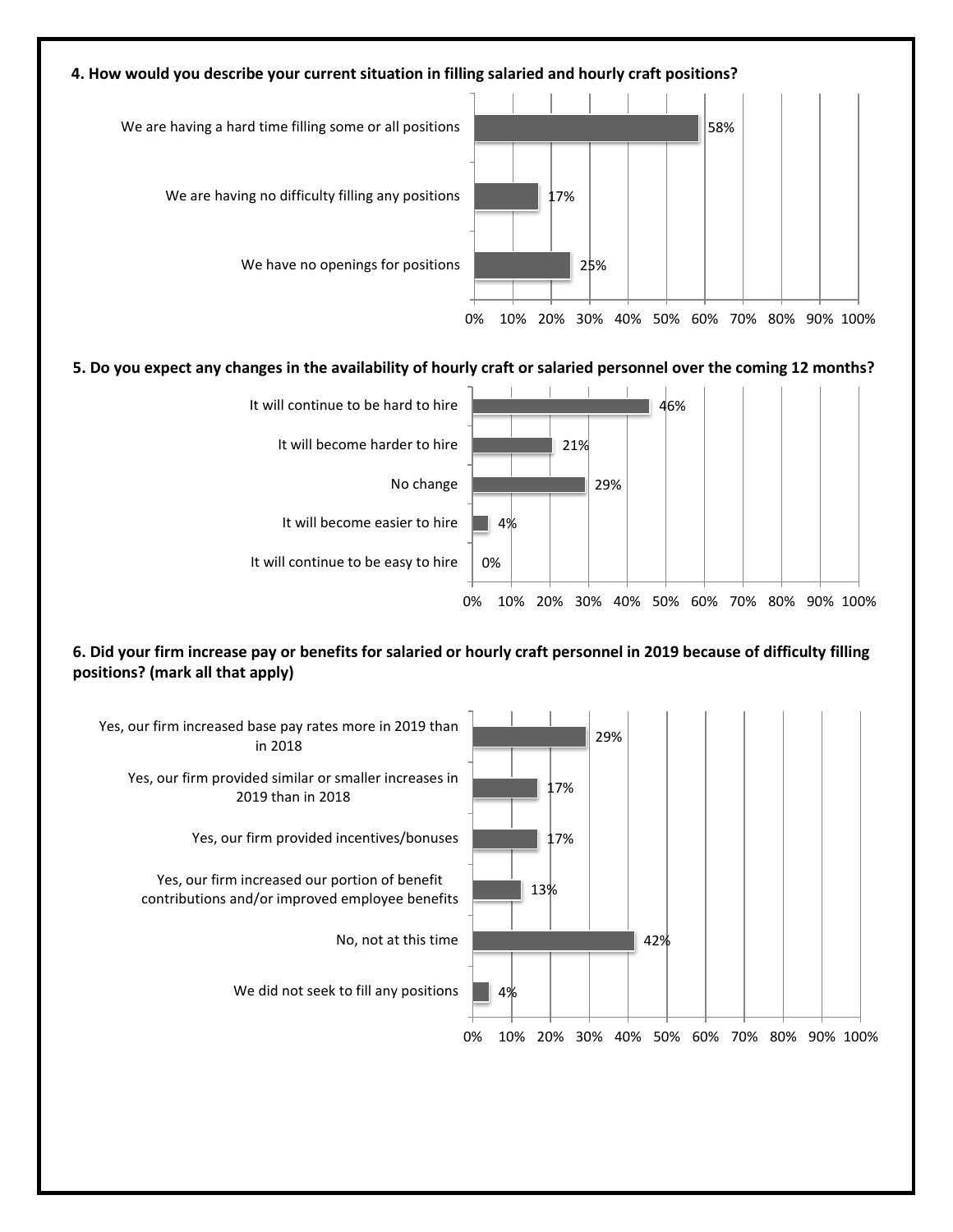**4. How would you describe your current situation in filling salaried and hourly craft positions?**

| Response | Percent |
|---|---|
| We are having a hard time filling some or all positions | 58% |
| We are having no difficulty filling any positions | 17% |
| We have no openings for positions | 25% |

**5. Do you expect any changes in the availability of hourly craft or salaried personnel over the coming 12 months?**

| Response | Percent |
|---|---|
| It will continue to be hard to hire | 46% |
| It will become harder to hire | 21% |
| No change | 29% |
| It will become easier to hire | 4% |
| It will continue to be easy to hire | 0% |

**6. Did your firm increase pay or benefits for salaried or hourly craft personnel in 2019 because of difficulty filling positions? (mark all that apply)**

| Response | Percent |
|---|---|
| Yes, our firm increased base pay rates more in 2019 than in 2018 | 29% |
| Yes, our firm provided similar or smaller increases in 2019 than in 2018 | 17% |
| Yes, our firm provided incentives/bonuses | 17% |
| Yes, our firm increased our portion of benefit contributions and/or improved employee benefits | 13% |
| No, not at this time | 42% |
| We did not seek to fill any positions | 4% |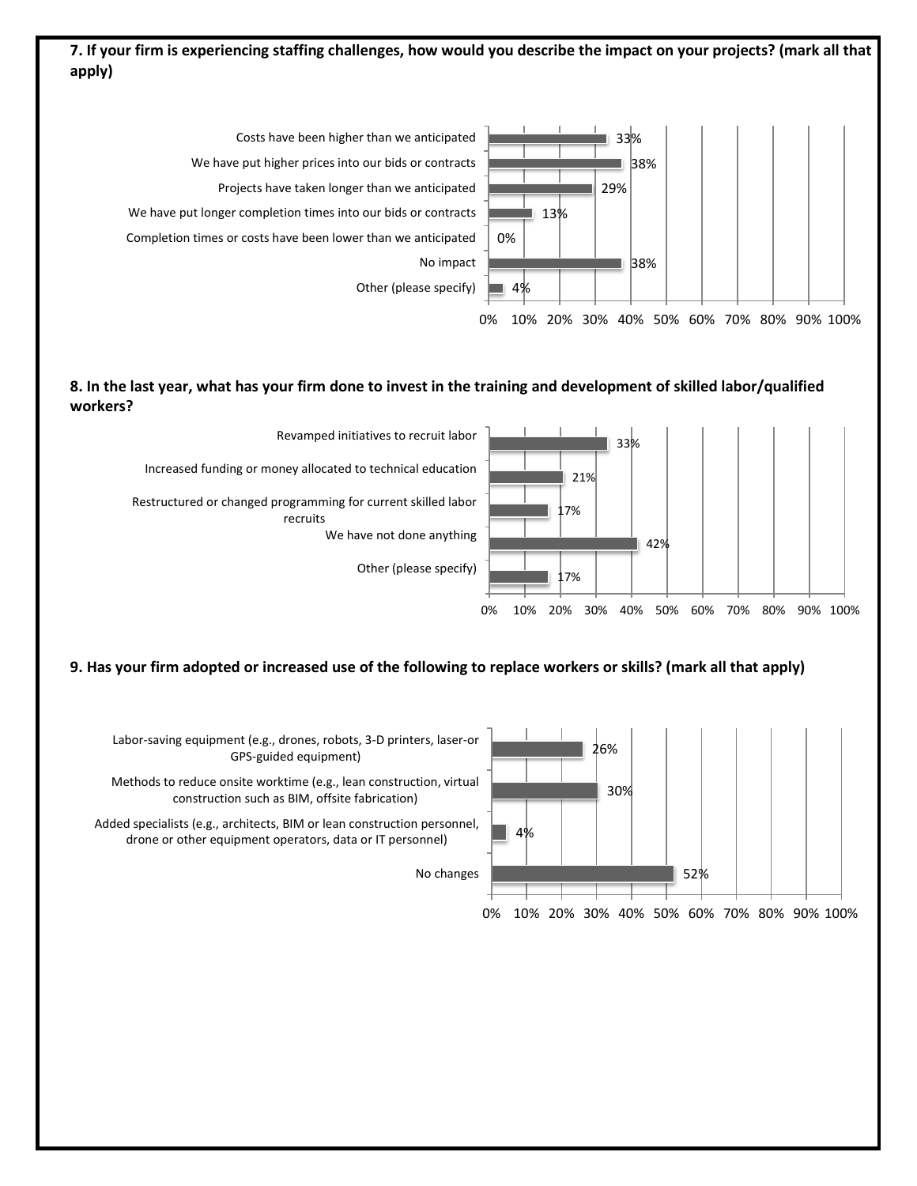**7. If your firm is experiencing staffing challenges, how would you describe the impact on your projects? (mark all that apply)**

| Response | Percent |
| --- | --- |
| Costs have been higher than we anticipated | 33% |
| We have put higher prices into our bids or contracts | 38% |
| Projects have taken longer than we anticipated | 29% |
| We have put longer completion times into our bids or contracts | 13% |
| Completion times or costs have been lower than we anticipated | 0% |
| No impact | 38% |
| Other (please specify) | 4% |

**8. In the last year, what has your firm done to invest in the training and development of skilled labor/qualified workers?**

| Response | Percent |
| --- | --- |
| Revamped initiatives to recruit labor | 33% |
| Increased funding or money allocated to technical education | 21% |
| Restructured or changed programming for current skilled labor recruits | 17% |
| We have not done anything | 42% |
| Other (please specify) | 17% |

**9. Has your firm adopted or increased use of the following to replace workers or skills? (mark all that apply)**

| Response | Percent |
| --- | --- |
| Labor-saving equipment (e.g., drones, robots, 3-D printers, laser-or GPS-guided equipment) | 26% |
| Methods to reduce onsite worktime (e.g., lean construction, virtual construction such as BIM, offsite fabrication) | 30% |
| Added specialists (e.g., architects, BIM or lean construction personnel, drone or other equipment operators, data or IT personnel) | 4% |
| No changes | 52% |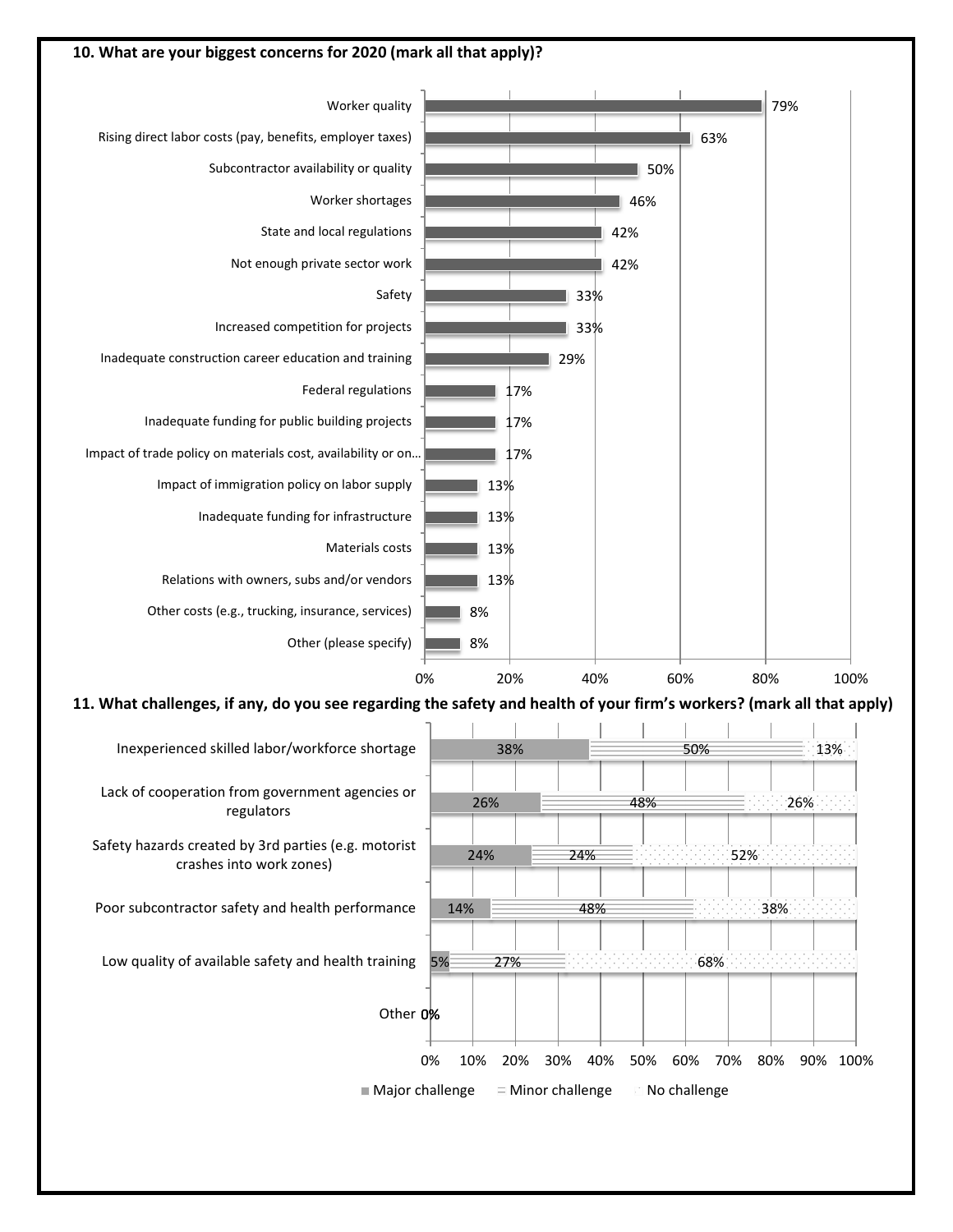**10. What are your biggest concerns for 2020 (mark all that apply)?**

| Concern | Percent |
| --- | --- |
| Worker quality | 79% |
| Rising direct labor costs (pay, benefits, employer taxes) | 63% |
| Subcontractor availability or quality | 50% |
| Worker shortages | 46% |
| State and local regulations | 42% |
| Not enough private sector work | 42% |
| Safety | 33% |
| Increased competition for projects | 33% |
| Inadequate construction career education and training | 29% |
| Federal regulations | 17% |
| Inadequate funding for public building projects | 17% |
| Impact of trade policy on materials cost, availability or on... | 17% |
| Impact of immigration policy on labor supply | 13% |
| Inadequate funding for infrastructure | 13% |
| Materials costs | 13% |
| Relations with owners, subs and/or vendors | 13% |
| Other costs (e.g., trucking, insurance, services) | 8% |
| Other (please specify) | 8% |

**11. What challenges, if any, do you see regarding the safety and health of your firm's workers? (mark all that apply)**

| Challenge | Major challenge | Minor challenge | No challenge |
| --- | --- | --- | --- |
| Inexperienced skilled labor/workforce shortage | 38% | 50% | 13% |
| Lack of cooperation from government agencies or regulators | 26% | 48% | 26% |
| Safety hazards created by 3rd parties (e.g. motorist crashes into work zones) | 24% | 24% | 52% |
| Poor subcontractor safety and health performance | 14% | 48% | 38% |
| Low quality of available safety and health training | 5% | 27% | 68% |
| Other | 0% | | |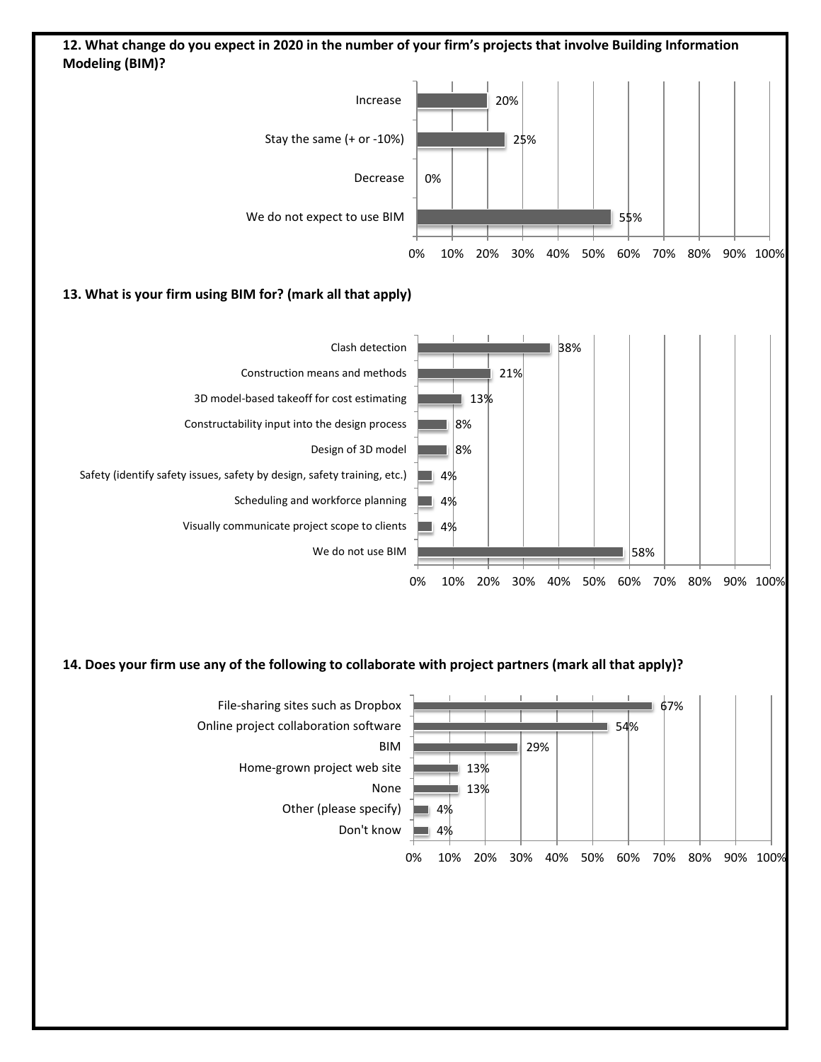**12. What change do you expect in 2020 in the number of your firm's projects that involve Building Information Modeling (BIM)?**

| Response | Percent |
|---|---|
| Increase | 20% |
| Stay the same (+ or -10%) | 25% |
| Decrease | 0% |
| We do not expect to use BIM | 55% |

**13. What is your firm using BIM for? (mark all that apply)**

| Response | Percent |
|---|---|
| Clash detection | 38% |
| Construction means and methods | 21% |
| 3D model-based takeoff for cost estimating | 13% |
| Constructability input into the design process | 8% |
| Design of 3D model | 8% |
| Safety (identify safety issues, safety by design, safety training, etc.) | 4% |
| Scheduling and workforce planning | 4% |
| Visually communicate project scope to clients | 4% |
| We do not use BIM | 58% |

**14. Does your firm use any of the following to collaborate with project partners (mark all that apply)?**

| Response | Percent |
|---|---|
| File-sharing sites such as Dropbox | 67% |
| Online project collaboration software | 54% |
| BIM | 29% |
| Home-grown project web site | 13% |
| None | 13% |
| Other (please specify) | 4% |
| Don't know | 4% |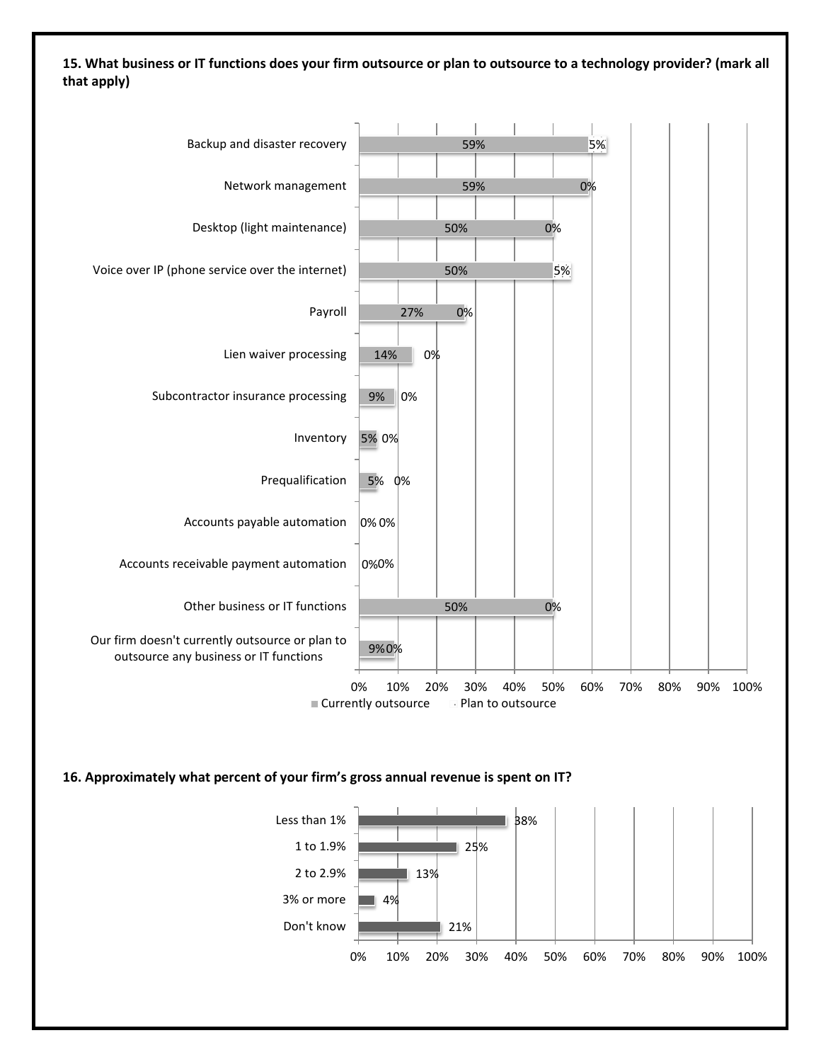**15. What business or IT functions does your firm outsource or plan to outsource to a technology provider? (mark all that apply)**

| Function | Currently outsource | Plan to outsource |
|---|---|---|
| Backup and disaster recovery | 59% | 5% |
| Network management | 59% | 0% |
| Desktop (light maintenance) | 50% | 0% |
| Voice over IP (phone service over the internet) | 50% | 5% |
| Payroll | 27% | 0% |
| Lien waiver processing | 14% | 0% |
| Subcontractor insurance processing | 9% | 0% |
| Inventory | 5% | 0% |
| Prequalification | 5% | 0% |
| Accounts payable automation | 0% | 0% |
| Accounts receivable payment automation | 0% | 0% |
| Other business or IT functions | 50% | 0% |
| Our firm doesn't currently outsource or plan to outsource any business or IT functions | 9% | 0% |

**16. Approximately what percent of your firm's gross annual revenue is spent on IT?**

| Response | Percent |
|---|---|
| Less than 1% | 38% |
| 1 to 1.9% | 25% |
| 2 to 2.9% | 13% |
| 3% or more | 4% |
| Don't know | 21% |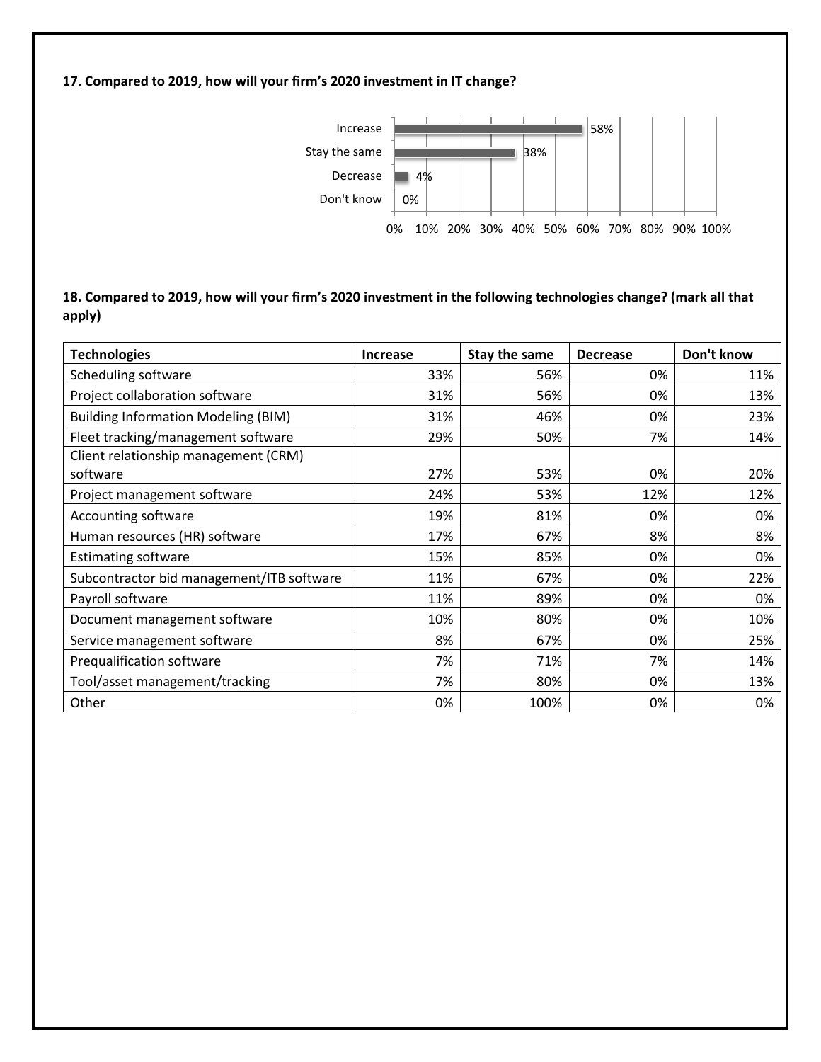**17. Compared to 2019, how will your firm's 2020 investment in IT change?**

| Response | Percentage |
| --- | --- |
| Increase | 58% |
| Stay the same | 38% |
| Decrease | 4% |
| Don't know | 0% |

**18. Compared to 2019, how will your firm's 2020 investment in the following technologies change? (mark all that apply)**

| Technologies | Increase | Stay the same | Decrease | Don't know |
| --- | --- | --- | --- | --- |
| Scheduling software | 33% | 56% | 0% | 11% |
| Project collaboration software | 31% | 56% | 0% | 13% |
| Building Information Modeling (BIM) | 31% | 46% | 0% | 23% |
| Fleet tracking/management software | 29% | 50% | 7% | 14% |
| Client relationship management (CRM) software | 27% | 53% | 0% | 20% |
| Project management software | 24% | 53% | 12% | 12% |
| Accounting software | 19% | 81% | 0% | 0% |
| Human resources (HR) software | 17% | 67% | 8% | 8% |
| Estimating software | 15% | 85% | 0% | 0% |
| Subcontractor bid management/ITB software | 11% | 67% | 0% | 22% |
| Payroll software | 11% | 89% | 0% | 0% |
| Document management software | 10% | 80% | 0% | 10% |
| Service management software | 8% | 67% | 0% | 25% |
| Prequalification software | 7% | 71% | 7% | 14% |
| Tool/asset management/tracking | 7% | 80% | 0% | 13% |
| Other | 0% | 100% | 0% | 0% |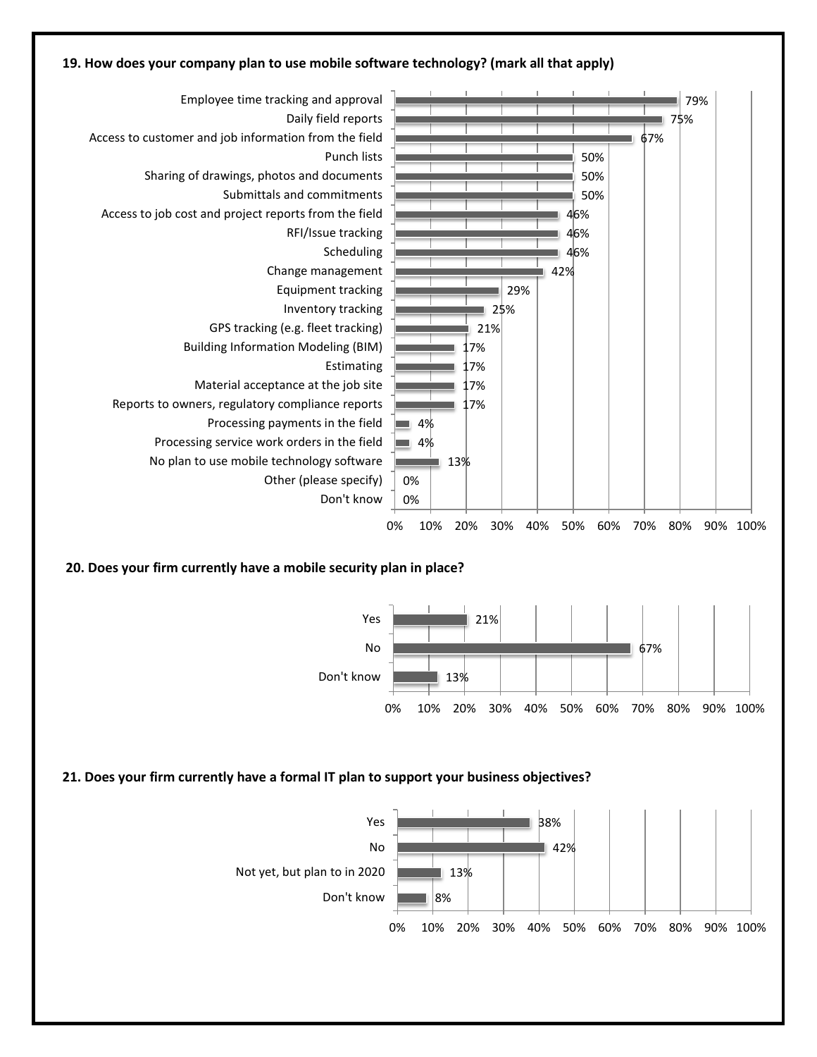**19. How does your company plan to use mobile software technology? (mark all that apply)**

| Response | Percentage |
|---|---|
| Employee time tracking and approval | 79% |
| Daily field reports | 75% |
| Access to customer and job information from the field | 67% |
| Punch lists | 50% |
| Sharing of drawings, photos and documents | 50% |
| Submittals and commitments | 50% |
| Access to job cost and project reports from the field | 46% |
| RFI/Issue tracking | 46% |
| Scheduling | 46% |
| Change management | 42% |
| Equipment tracking | 29% |
| Inventory tracking | 25% |
| GPS tracking (e.g. fleet tracking) | 21% |
| Building Information Modeling (BIM) | 17% |
| Estimating | 17% |
| Material acceptance at the job site | 17% |
| Reports to owners, regulatory compliance reports | 17% |
| Processing payments in the field | 4% |
| Processing service work orders in the field | 4% |
| No plan to use mobile technology software | 13% |
| Other (please specify) | 0% |
| Don't know | 0% |

**20. Does your firm currently have a mobile security plan in place?**

| Response | Percentage |
|---|---|
| Yes | 21% |
| No | 67% |
| Don't know | 13% |

**21. Does your firm currently have a formal IT plan to support your business objectives?**

| Response | Percentage |
|---|---|
| Yes | 38% |
| No | 42% |
| Not yet, but plan to in 2020 | 13% |
| Don't know | 8% |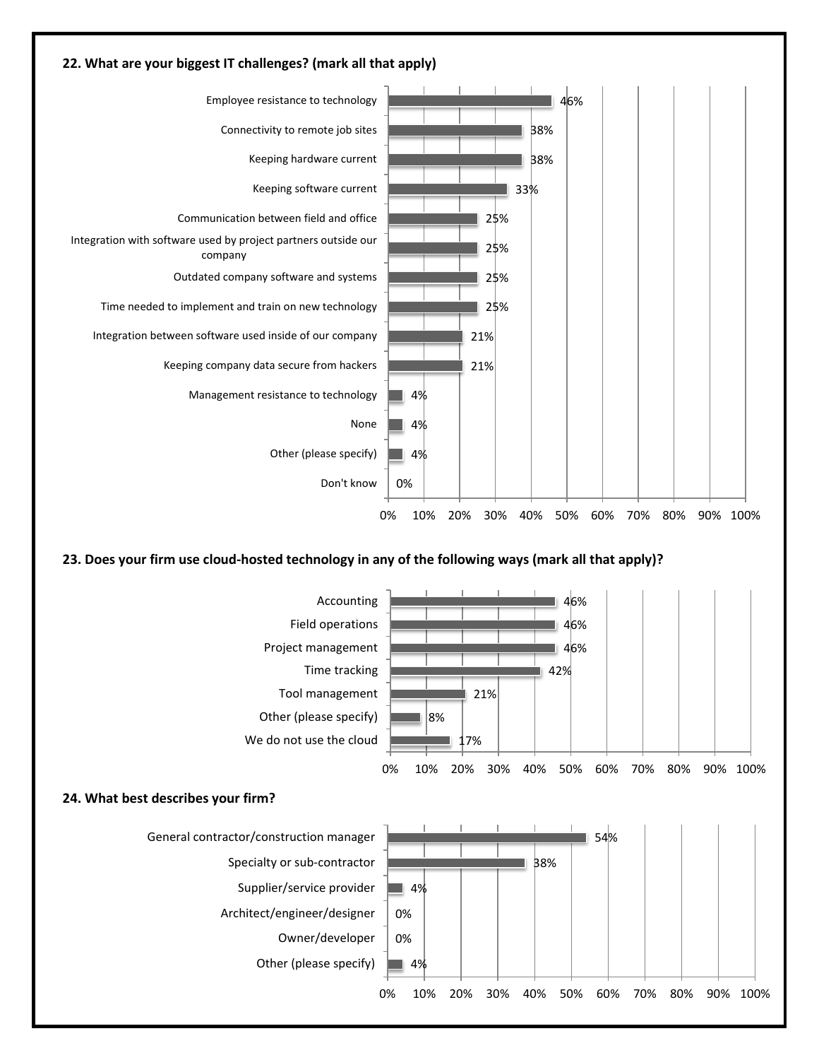### 22. What are your biggest IT challenges? (mark all that apply)

| Response | Percentage |
|---|---|
| Employee resistance to technology | 46% |
| Connectivity to remote job sites | 38% |
| Keeping hardware current | 38% |
| Keeping software current | 33% |
| Communication between field and office | 25% |
| Integration with software used by project partners outside our company | 25% |
| Outdated company software and systems | 25% |
| Time needed to implement and train on new technology | 25% |
| Integration between software used inside of our company | 21% |
| Keeping company data secure from hackers | 21% |
| Management resistance to technology | 4% |
| None | 4% |
| Other (please specify) | 4% |
| Don't know | 0% |

### 23. Does your firm use cloud-hosted technology in any of the following ways (mark all that apply)?

| Response | Percentage |
|---|---|
| Accounting | 46% |
| Field operations | 46% |
| Project management | 46% |
| Time tracking | 42% |
| Tool management | 21% |
| Other (please specify) | 8% |
| We do not use the cloud | 17% |

### 24. What best describes your firm?

| Response | Percentage |
|---|---|
| General contractor/construction manager | 54% |
| Specialty or sub-contractor | 38% |
| Supplier/service provider | 4% |
| Architect/engineer/designer | 0% |
| Owner/developer | 0% |
| Other (please specify) | 4% |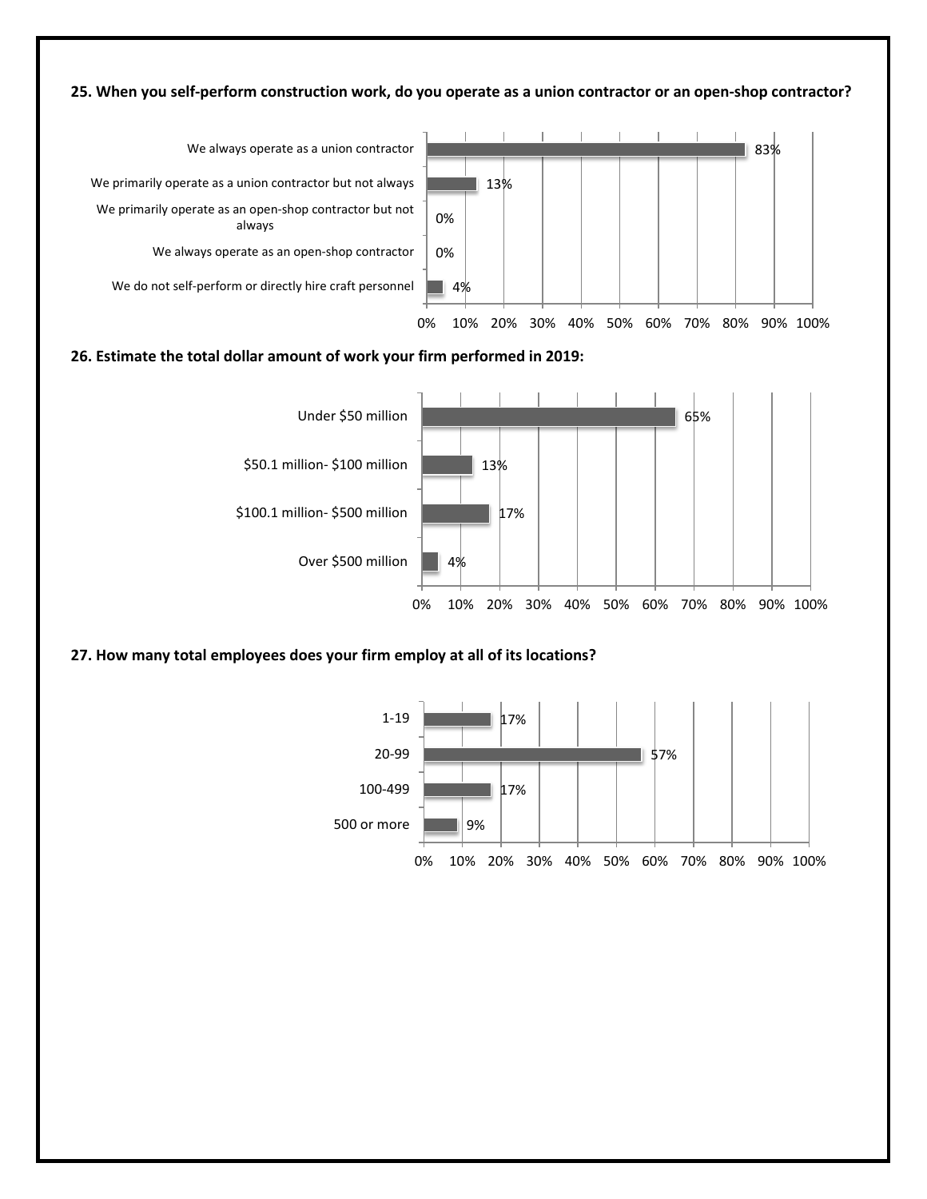**25. When you self-perform construction work, do you operate as a union contractor or an open-shop contractor?**

We always operate as a union contractor 83%

We primarily operate as a union contractor but not always 13%

We primarily operate as an open-shop contractor but not always 0%

We always operate as an open-shop contractor 0%

We do not self-perform or directly hire craft personnel 4%

0% 10% 20% 30% 40% 50% 60% 70% 80% 90% 100%

**26. Estimate the total dollar amount of work your firm performed in 2019:**

Under $50 million 65%

$50.1 million- $100 million 13%

$100.1 million- $500 million 17%

Over $500 million 4%

0% 10% 20% 30% 40% 50% 60% 70% 80% 90% 100%

**27. How many total employees does your firm employ at all of its locations?**

1-19 17%

20-99 57%

100-499 17%

500 or more 9%

0% 10% 20% 30% 40% 50% 60% 70% 80% 90% 100%